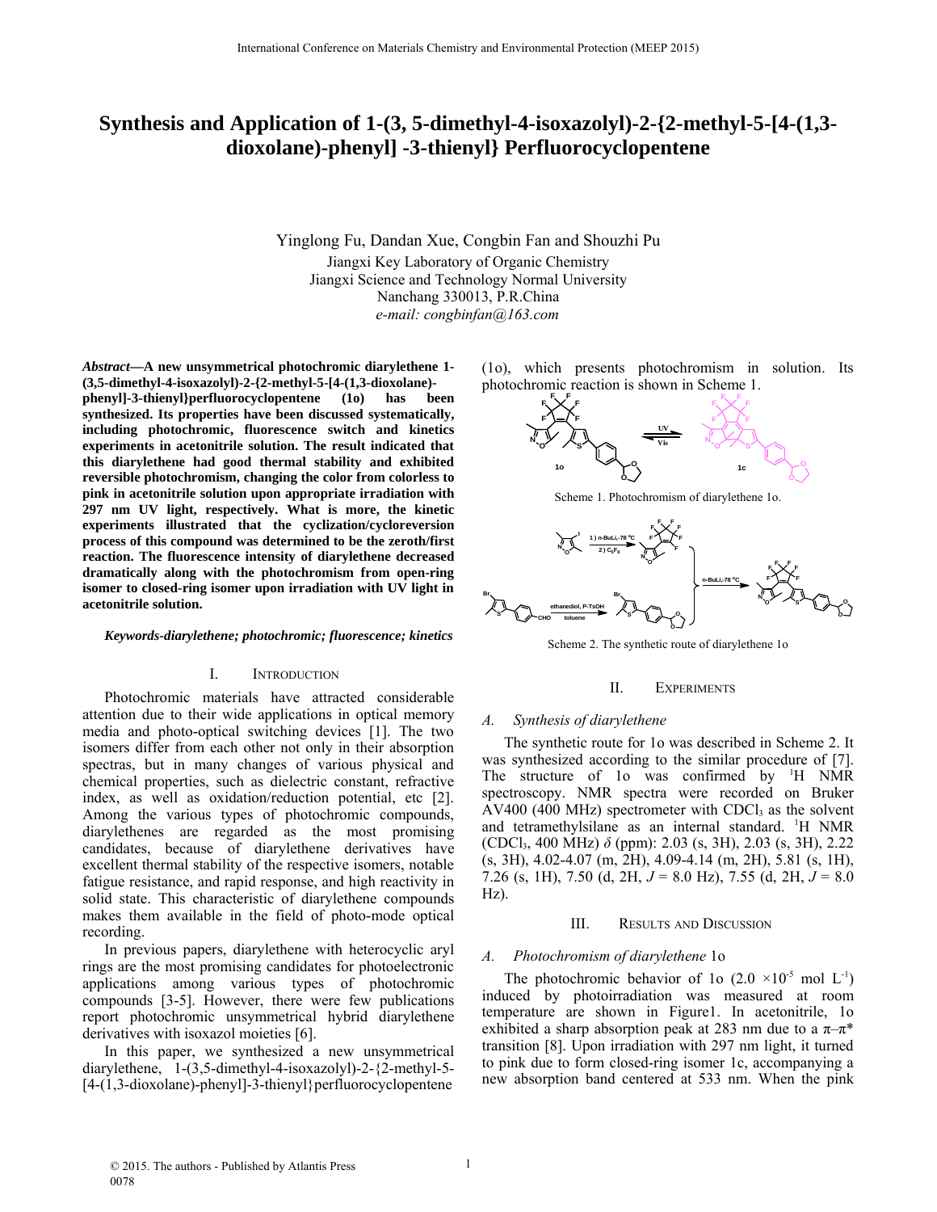# Synthesis and Application of 1-(3, 5-dimethyl-4-isoxazolyl)-2-{2-methyl-5-[4-(1,3-dioxolane)-phenyl] -3-thienyl} Perfluorocyclopentene

Yinglong Fu, Dandan Xue, Congbin Fan and Shouzhi Pu

Jiangxi Key Laboratory of Organic Chemistry
Jiangxi Science and Technology Normal University
Nanchang 330013, P.R.China
*e-mail: congbinfan@163.com*

***Abstract*—A new unsymmetrical photochromic diarylethene 1-(3,5-dimethyl-4-isoxazolyl)-2-{2-methyl-5-[4-(1,3-dioxolane)-phenyl]-3-thienyl}perfluorocyclopentene (1o) has been synthesized. Its properties have been discussed systematically, including photochromic, fluorescence switch and kinetics experiments in acetonitrile solution. The result indicated that this diarylethene had good thermal stability and exhibited reversible photochromism, changing the color from colorless to pink in acetonitrile solution upon appropriate irradiation with 297 nm UV light, respectively. What is more, the kinetic experiments illustrated that the cyclization/cycloreversion process of this compound was determined to be the zeroth/first reaction. The fluorescence intensity of diarylethene decreased dramatically along with the photochromism from open-ring isomer to closed-ring isomer upon irradiation with UV light in acetonitrile solution.**

***Keywords-diarylethene; photochromic; fluorescence; kinetics***

## I. Introduction

Photochromic materials have attracted considerable attention due to their wide applications in optical memory media and photo-optical switching devices [1]. The two isomers differ from each other not only in their absorption spectras, but in many changes of various physical and chemical properties, such as dielectric constant, refractive index, as well as oxidation/reduction potential, etc [2]. Among the various types of photochromic compounds, diarylethenes are regarded as the most promising candidates, because of diarylethene derivatives have excellent thermal stability of the respective isomers, notable fatigue resistance, and rapid response, and high reactivity in solid state. This characteristic of diarylethene compounds makes them available in the field of photo-mode optical recording.

In previous papers, diarylethene with heterocyclic aryl rings are the most promising candidates for photoelectronic applications among various types of photochromic compounds [3-5]. However, there were few publications report photochromic unsymmetrical hybrid diarylethene derivatives with isoxazol moieties [6].

In this paper, we synthesized a new unsymmetrical diarylethene, 1-(3,5-dimethyl-4-isoxazolyl)-2-{2-methyl-5-[4-(1,3-dioxolane)-phenyl]-3-thienyl}perfluorocyclopentene (1o), which presents photochromism in solution. Its photochromic reaction is shown in Scheme 1.

UV
Vis
1o
1c

Scheme 1. Photochromism of diarylethene 1o.

1) n-BuLi,-78 °C
2) $C_5F_8$
ethanediol, P-TsOH
toluene
n-BuLi,-78 °C

Scheme 2. The synthetic route of diarylethene 1o

## II. Experiments

### A. Synthesis of diarylethene

The synthetic route for 1o was described in Scheme 2. It was synthesized according to the similar procedure of [7]. The structure of 1o was confirmed by $^1$H NMR spectroscopy. NMR spectra were recorded on Bruker AV400 (400 MHz) spectrometer with $CDCl_3$ as the solvent and tetramethylsilane as an internal standard. $^1$H NMR ($CDCl_3$, 400 MHz) $\delta$ (ppm): 2.03 (s, 3H), 2.03 (s, 3H), 2.22 (s, 3H), 4.02-4.07 (m, 2H), 4.09-4.14 (m, 2H), 5.81 (s, 1H), 7.26 (s, 1H), 7.50 (d, 2H, $J$ = 8.0 Hz), 7.55 (d, 2H, $J$ = 8.0 Hz).

## III. Results and Discussion

### A. Photochromism of diarylethene 1o

The photochromic behavior of 1o ($2.0 \times 10^{-5}$ mol L$^{-1}$) induced by photoirradiation was measured at room temperature are shown in Figure1. In acetonitrile, 1o exhibited a sharp absorption peak at 283 nm due to a $\pi$–$\pi$* transition [8]. Upon irradiation with 297 nm light, it turned to pink due to form closed-ring isomer 1c, accompanying a new absorption band centered at 533 nm. When the pink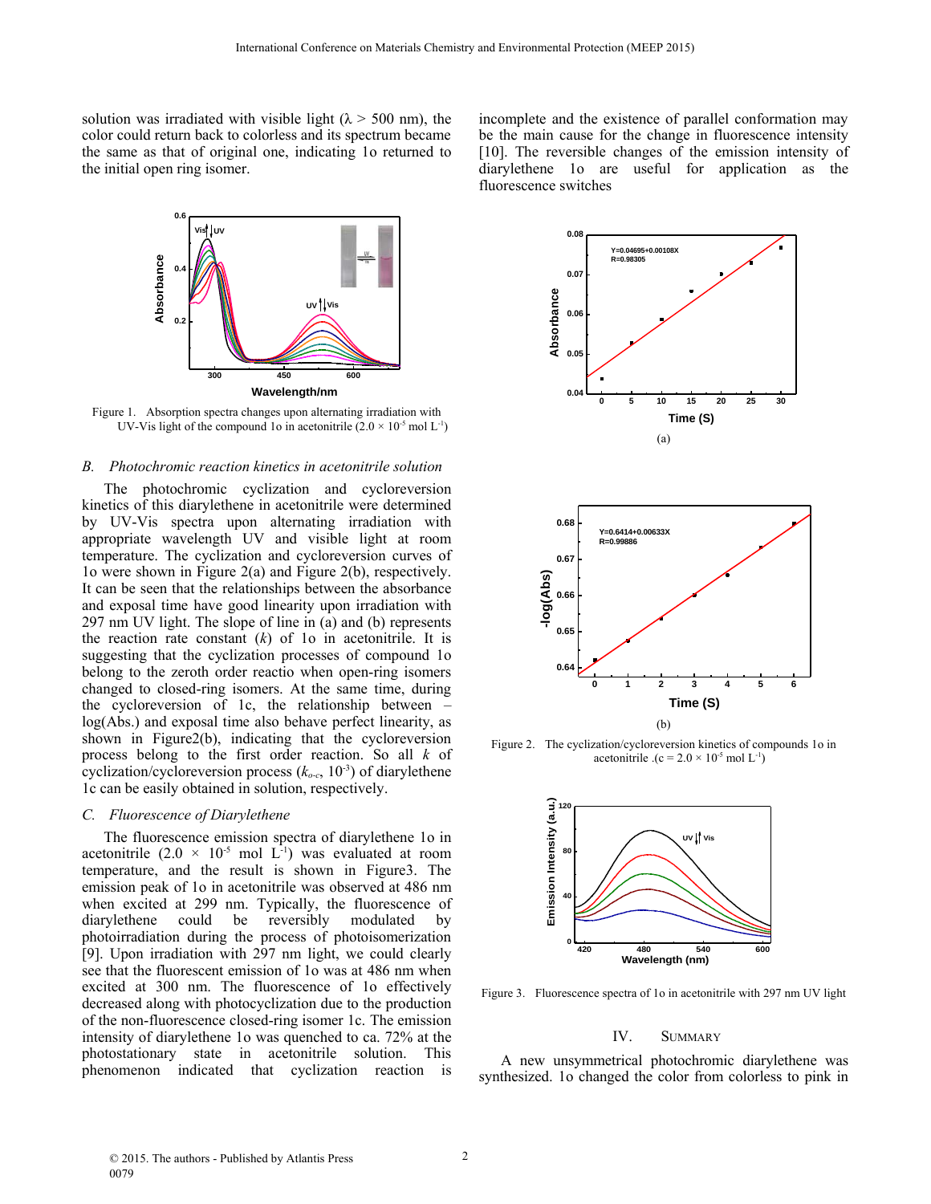solution was irradiated with visible light ($\lambda > 500$ nm), the color could return back to colorless and its spectrum became the same as that of original one, indicating 1o returned to the initial open ring isomer.

0.6
Vis UV
0.4
Absorbance
UV Vis
0.2
300 450 600
Wavelength/nm

Figure 1. Absorption spectra changes upon alternating irradiation with UV-Vis light of the compound 1o in acetonitrile ($2.0 \times 10^{-5}$ mol L$^{-1}$)

### *B. Photochromic reaction kinetics in acetonitrile solution*

The photochromic cyclization and cycloreversion kinetics of this diarylethene in acetonitrile were determined by UV-Vis spectra upon alternating irradiation with appropriate wavelength UV and visible light at room temperature. The cyclization and cycloreversion curves of 1o were shown in Figure 2(a) and Figure 2(b), respectively. It can be seen that the relationships between the absorbance and exposal time have good linearity upon irradiation with 297 nm UV light. The slope of line in (a) and (b) represents the reaction rate constant ($k$) of 1o in acetonitrile. It is suggesting that the cyclization processes of compound 1o belong to the zeroth order reactio when open-ring isomers changed to closed-ring isomers. At the same time, during the cycloreversion of 1c, the relationship between –log(Abs.) and exposal time also behave perfect linearity, as shown in Figure2(b), indicating that the cycloreversion process belong to the first order reaction. So all $k$ of cyclization/cycloreversion process ($k_{o\text{-}c}$, $10^{-3}$) of diarylethene 1c can be easily obtained in solution, respectively.

### *C. Fluorescence of Diarylethene*

The fluorescence emission spectra of diarylethene 1o in acetonitrile ($2.0 \times 10^{-5}$ mol L$^{-1}$) was evaluated at room temperature, and the result is shown in Figure3. The emission peak of 1o in acetonitrile was observed at 486 nm when excited at 299 nm. Typically, the fluorescence of diarylethene could be reversibly modulated by photoirradiation during the process of photoisomerization [9]. Upon irradiation with 297 nm light, we could clearly see that the fluorescent emission of 1o was at 486 nm when excited at 300 nm. The fluorescence of 1o effectively decreased along with photocyclization due to the production of the non-fluorescence closed-ring isomer 1c. The emission intensity of diarylethene 1o was quenched to ca. 72% at the photostationary state in acetonitrile solution. This phenomenon indicated that cyclization reaction is incomplete and the existence of parallel conformation may be the main cause for the change in fluorescence intensity [10]. The reversible changes of the emission intensity of diarylethene 1o are useful for application as the fluorescence switches

0.08
Y=0.04695+0.00108X
R=0.98305
0.07
0.06
Absorbance
0.05
0.04
0 5 10 15 20 25 30
Time (S)
(a)

0.68
Y=0.6414+0.00633X
R=0.99886
0.67
0.66
-log(Abs)
0.65
0.64
0 1 2 3 4 5 6
Time (S)
(b)

Figure 2. The cyclization/cycloreversion kinetics of compounds 1o in acetonitrile .(c = $2.0 \times 10^{-5}$ mol L$^{-1}$)

120
UV Vis
80
Emission Intensity (a.u.)
40
0
420 480 540 600
Wavelength (nm)

Figure 3. Fluorescence spectra of 1o in acetonitrile with 297 nm UV light

## IV. SUMMARY

A new unsymmetrical photochromic diarylethene was synthesized. 1o changed the color from colorless to pink in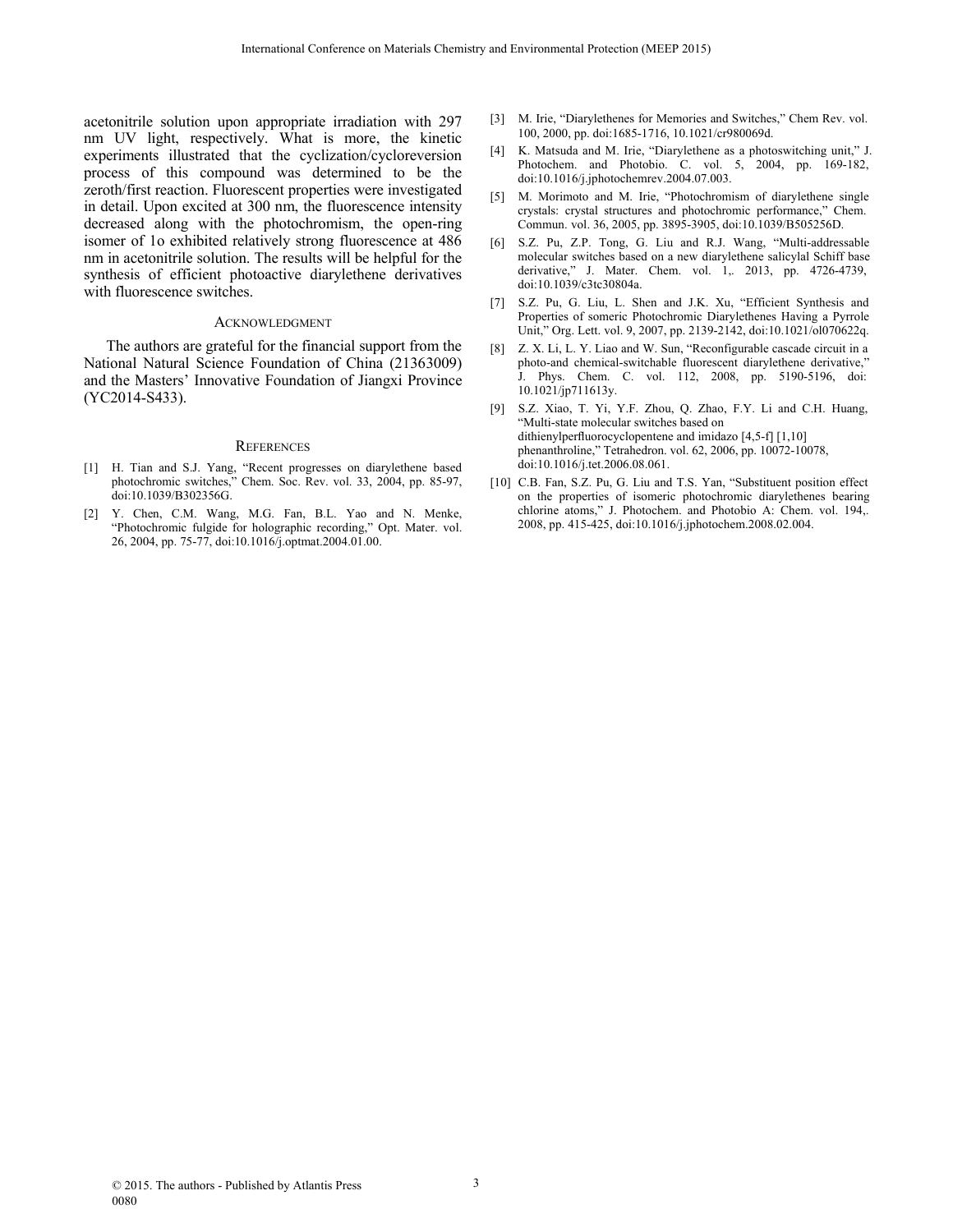acetonitrile solution upon appropriate irradiation with 297 nm UV light, respectively. What is more, the kinetic experiments illustrated that the cyclization/cycloreversion process of this compound was determined to be the zeroth/first reaction. Fluorescent properties were investigated in detail. Upon excited at 300 nm, the fluorescence intensity decreased along with the photochromism, the open-ring isomer of 1o exhibited relatively strong fluorescence at 486 nm in acetonitrile solution. The results will be helpful for the synthesis of efficient photoactive diarylethene derivatives with fluorescence switches.

## Acknowledgment

The authors are grateful for the financial support from the National Natural Science Foundation of China (21363009) and the Masters' Innovative Foundation of Jiangxi Province (YC2014-S433).

## References

[1] H. Tian and S.J. Yang, "Recent progresses on diarylethene based photochromic switches," Chem. Soc. Rev. vol. 33, 2004, pp. 85-97, doi:10.1039/B302356G.

[2] Y. Chen, C.M. Wang, M.G. Fan, B.L. Yao and N. Menke, "Photochromic fulgide for holographic recording," Opt. Mater. vol. 26, 2004, pp. 75-77, doi:10.1016/j.optmat.2004.01.00.

[3] M. Irie, "Diarylethenes for Memories and Switches," Chem Rev. vol. 100, 2000, pp. doi:1685-1716, 10.1021/cr980069d.

[4] K. Matsuda and M. Irie, "Diarylethene as a photoswitching unit," J. Photochem. and Photobio. C. vol. 5, 2004, pp. 169-182, doi:10.1016/j.jphotochemrev.2004.07.003.

[5] M. Morimoto and M. Irie, "Photochromism of diarylethene single crystals: crystal structures and photochromic performance," Chem. Commun. vol. 36, 2005, pp. 3895-3905, doi:10.1039/B505256D.

[6] S.Z. Pu, Z.P. Tong, G. Liu and R.J. Wang, "Multi-addressable molecular switches based on a new diarylethene salicylal Schiff base derivative," J. Mater. Chem. vol. 1,. 2013, pp. 4726-4739, doi:10.1039/c3tc30804a.

[7] S.Z. Pu, G. Liu, L. Shen and J.K. Xu, "Efficient Synthesis and Properties of someric Photochromic Diarylethenes Having a Pyrrole Unit," Org. Lett. vol. 9, 2007, pp. 2139-2142, doi:10.1021/ol070622q.

[8] Z. X. Li, L. Y. Liao and W. Sun, "Reconfigurable cascade circuit in a photo-and chemical-switchable fluorescent diarylethene derivative," J. Phys. Chem. C. vol. 112, 2008, pp. 5190-5196, doi: 10.1021/jp711613y.

[9] S.Z. Xiao, T. Yi, Y.F. Zhou, Q. Zhao, F.Y. Li and C.H. Huang, "Multi-state molecular switches based on dithienylperfluorocyclopentene and imidazo [4,5-f] [1,10] phenanthroline," Tetrahedron. vol. 62, 2006, pp. 10072-10078, doi:10.1016/j.tet.2006.08.061.

[10] C.B. Fan, S.Z. Pu, G. Liu and T.S. Yan, "Substituent position effect on the properties of isomeric photochromic diarylethenes bearing chlorine atoms," J. Photochem. and Photobio A: Chem. vol. 194,. 2008, pp. 415-425, doi:10.1016/j.jphotochem.2008.02.004.